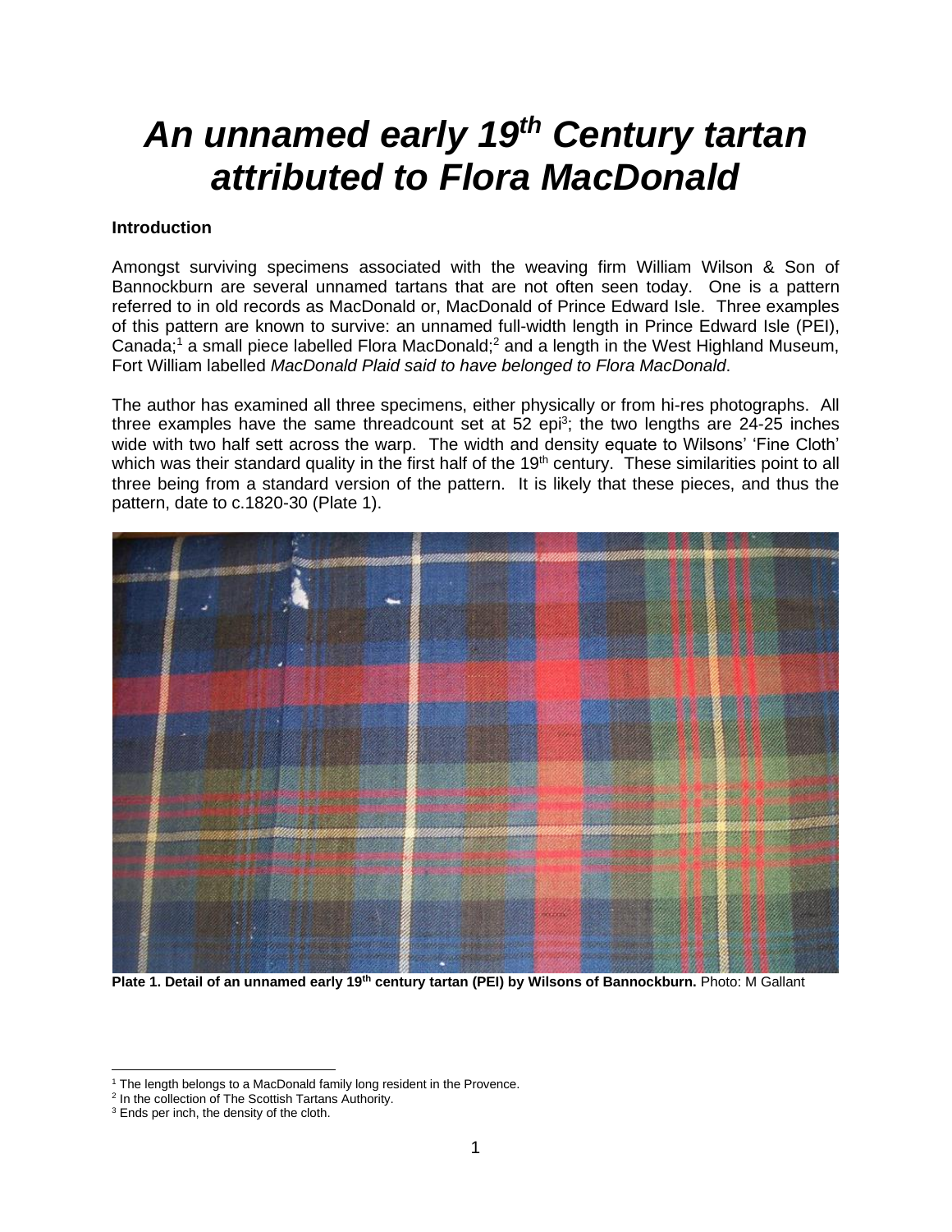# *An unnamed early 19th Century tartan attributed to Flora MacDonald*

**Introduction**

Amongst surviving specimens associated with the weaving firm William Wilson & Son of Bannockburn are several unnamed tartans that are not often seen today. One is a pattern referred to in old records as MacDonald or, MacDonald of Prince Edward Isle. Three examples of this pattern are known to survive: an unnamed full-width length in Prince Edward Isle (PEI), Canada;[1] a small piece labelled Flora MacDonald;[2] and a length in the West Highland Museum, Fort William labelled *MacDonald Plaid said to have belonged to Flora MacDonald*.

The author has examined all three specimens, either physically or from hi-res photographs. All three examples have the same threadcount set at 52 epi[3]; the two lengths are 24-25 inches wide with two half sett across the warp. The width and density equate to Wilsons' 'Fine Cloth' which was their standard quality in the first half of the 19th century. These similarities point to all three being from a standard version of the pattern. It is likely that these pieces, and thus the pattern, date to c.1820-30 (Plate 1).

**Plate 1. Detail of an unnamed early 19th century tartan (PEI) by Wilsons of Bannockburn.** Photo: M Gallant

[1] The length belongs to a MacDonald family long resident in the Provence.

[2] In the collection of The Scottish Tartans Authority.

[3] Ends per inch, the density of the cloth.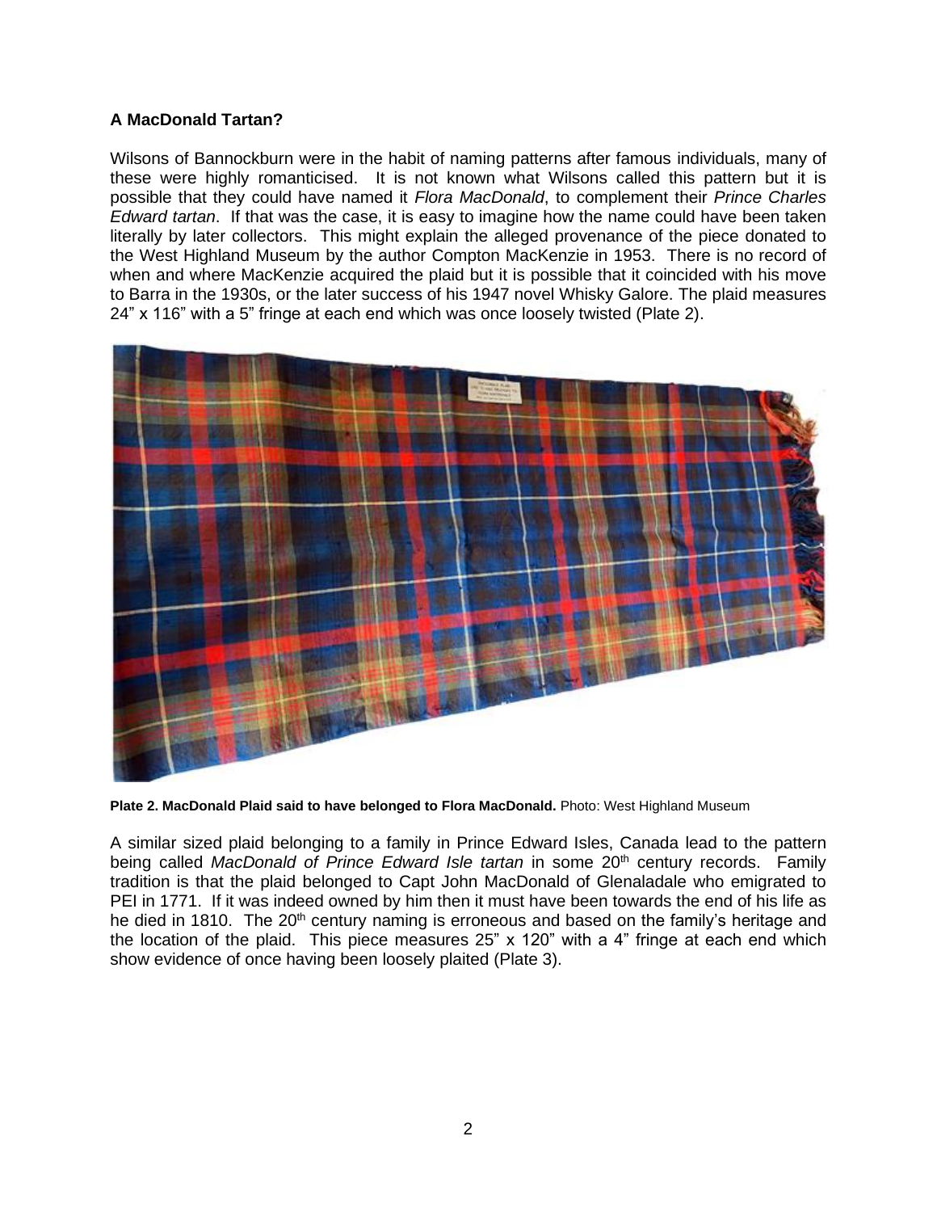### A MacDonald Tartan?

Wilsons of Bannockburn were in the habit of naming patterns after famous individuals, many of these were highly romanticised. It is not known what Wilsons called this pattern but it is possible that they could have named it *Flora MacDonald*, to complement their *Prince Charles Edward tartan*. If that was the case, it is easy to imagine how the name could have been taken literally by later collectors. This might explain the alleged provenance of the piece donated to the West Highland Museum by the author Compton MacKenzie in 1953. There is no record of when and where MacKenzie acquired the plaid but it is possible that it coincided with his move to Barra in the 1930s, or the later success of his 1947 novel Whisky Galore. The plaid measures 24" x 116" with a 5" fringe at each end which was once loosely twisted (Plate 2).

**Plate 2. MacDonald Plaid said to have belonged to Flora MacDonald.** Photo: West Highland Museum

A similar sized plaid belonging to a family in Prince Edward Isles, Canada lead to the pattern being called *MacDonald of Prince Edward Isle tartan* in some 20th century records. Family tradition is that the plaid belonged to Capt John MacDonald of Glenaladale who emigrated to PEI in 1771. If it was indeed owned by him then it must have been towards the end of his life as he died in 1810. The 20th century naming is erroneous and based on the family's heritage and the location of the plaid. This piece measures 25" x 120" with a 4" fringe at each end which show evidence of once having been loosely plaited (Plate 3).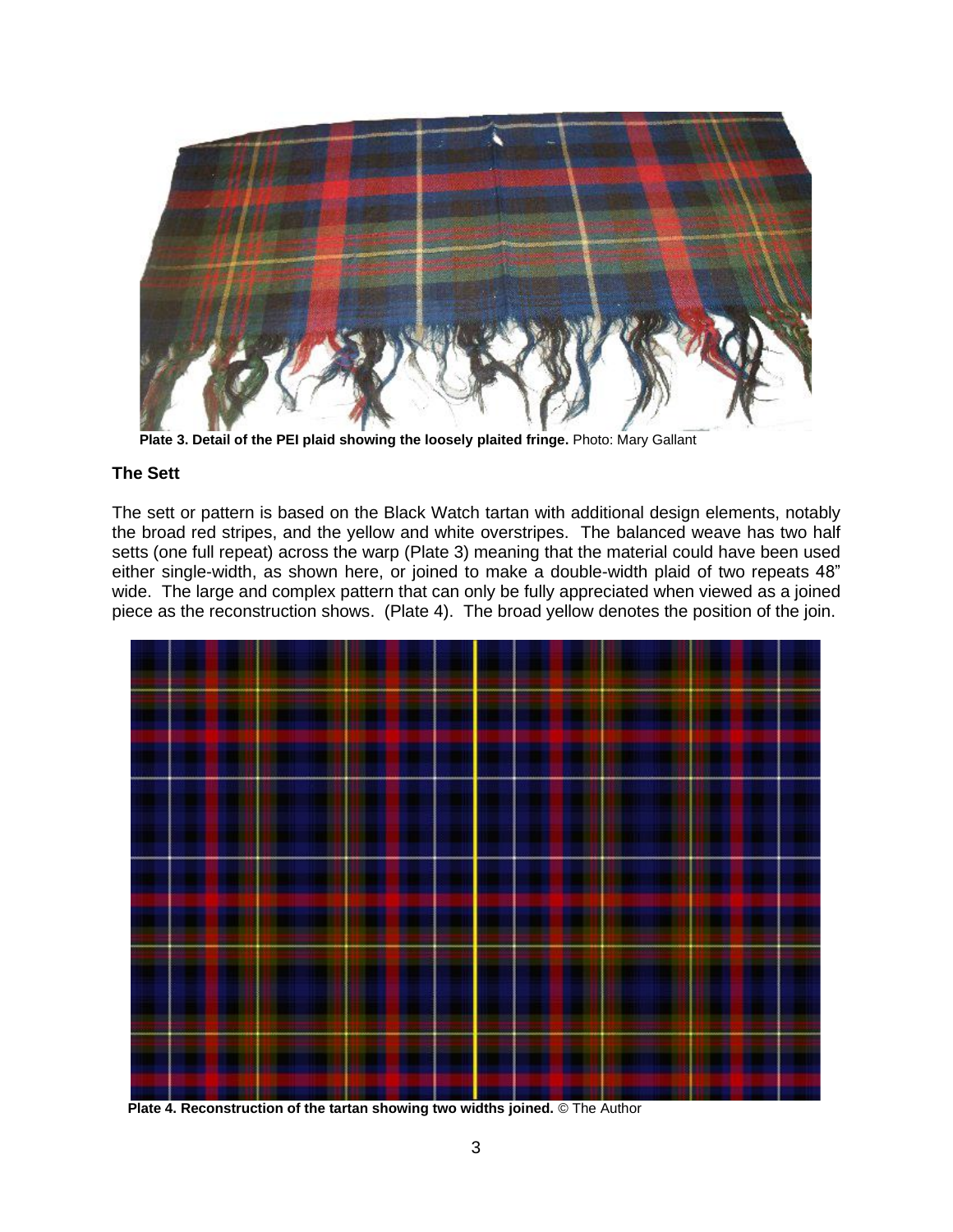**Plate 3. Detail of the PEI plaid showing the loosely plaited fringe.** Photo: Mary Gallant

## The Sett

The sett or pattern is based on the Black Watch tartan with additional design elements, notably the broad red stripes, and the yellow and white overstripes. The balanced weave has two half setts (one full repeat) across the warp (Plate 3) meaning that the material could have been used either single-width, as shown here, or joined to make a double-width plaid of two repeats 48" wide. The large and complex pattern that can only be fully appreciated when viewed as a joined piece as the reconstruction shows. (Plate 4). The broad yellow denotes the position of the join.

**Plate 4. Reconstruction of the tartan showing two widths joined.** © The Author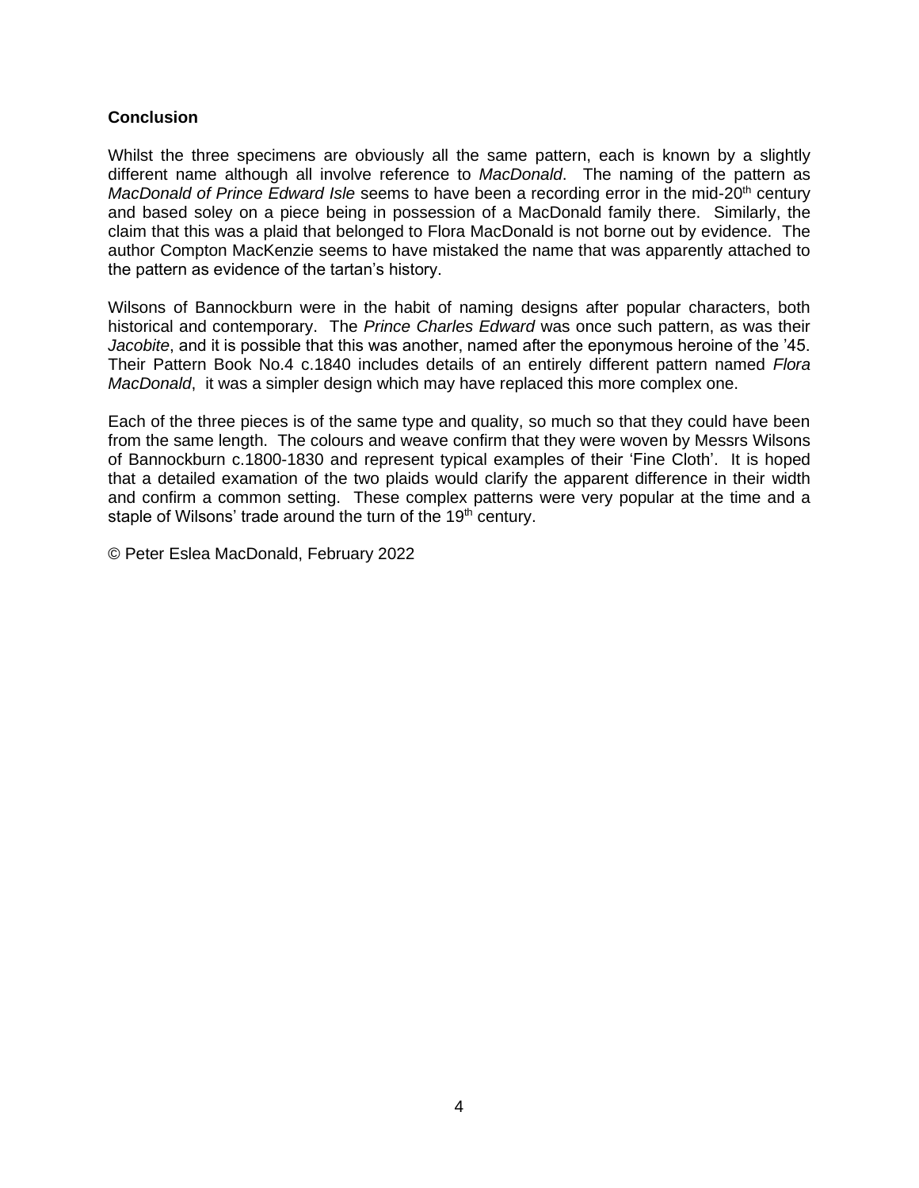**Conclusion**

Whilst the three specimens are obviously all the same pattern, each is known by a slightly different name although all involve reference to *MacDonald*. The naming of the pattern as *MacDonald of Prince Edward Isle* seems to have been a recording error in the mid-20th century and based soley on a piece being in possession of a MacDonald family there. Similarly, the claim that this was a plaid that belonged to Flora MacDonald is not borne out by evidence. The author Compton MacKenzie seems to have mistaked the name that was apparently attached to the pattern as evidence of the tartan's history.

Wilsons of Bannockburn were in the habit of naming designs after popular characters, both historical and contemporary. The *Prince Charles Edward* was once such pattern, as was their *Jacobite*, and it is possible that this was another, named after the eponymous heroine of the '45. Their Pattern Book No.4 c.1840 includes details of an entirely different pattern named *Flora MacDonald*, it was a simpler design which may have replaced this more complex one.

Each of the three pieces is of the same type and quality, so much so that they could have been from the same length. The colours and weave confirm that they were woven by Messrs Wilsons of Bannockburn c.1800-1830 and represent typical examples of their 'Fine Cloth'. It is hoped that a detailed examation of the two plaids would clarify the apparent difference in their width and confirm a common setting. These complex patterns were very popular at the time and a staple of Wilsons' trade around the turn of the 19th century.

© Peter Eslea MacDonald, February 2022